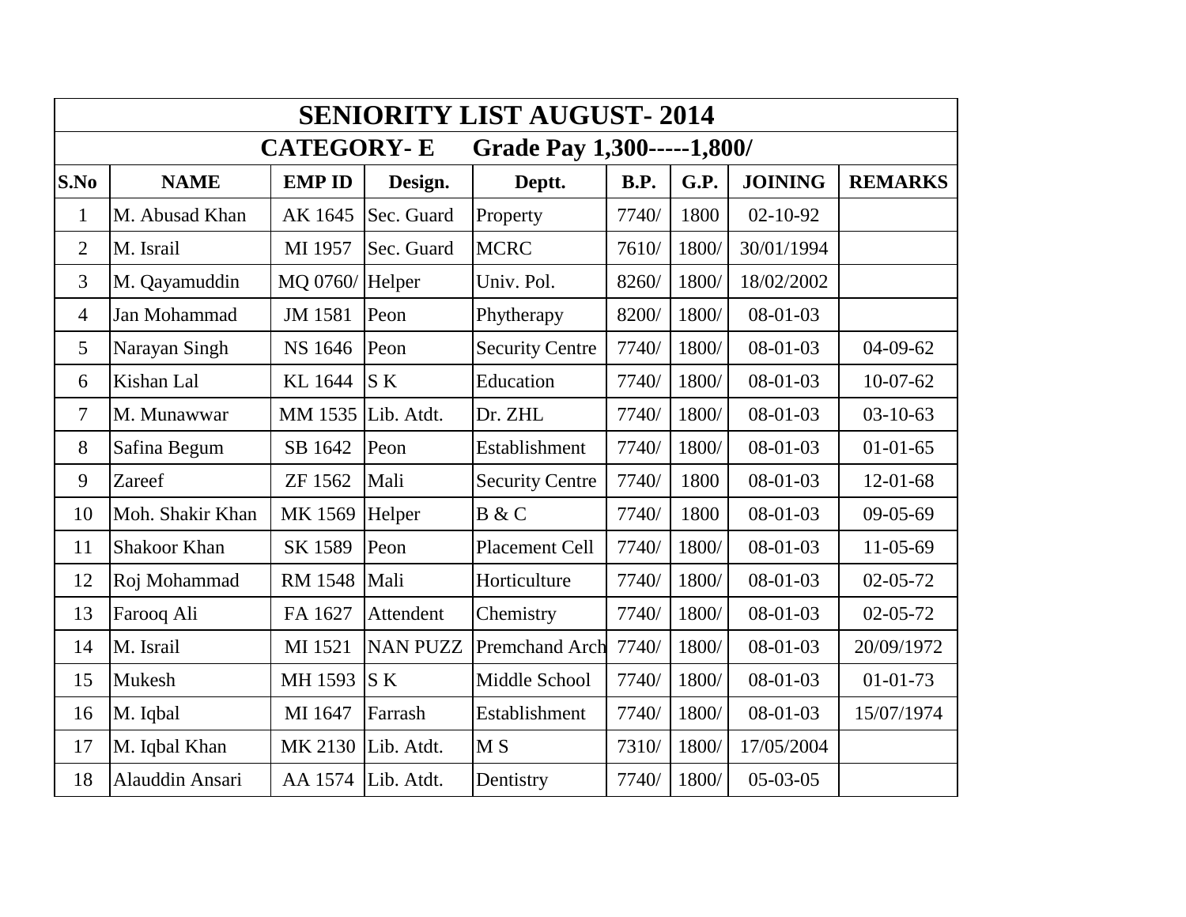# SENIORITY LIST AUGUST- 2014

## CATEGORY- E Grade Pay 1,300-----1,800/

| S.No | NAME | EMP ID | Design. | Deptt. | B.P. | G.P. | JOINING | REMARKS |
|---|---|---|---|---|---|---|---|---|
| 1 | M. Abusad Khan | AK 1645 | Sec. Guard | Property | 7740/ | 1800 | 02-10-92 | |
| 2 | M. Israil | MI 1957 | Sec. Guard | MCRC | 7610/ | 1800/ | 30/01/1994 | |
| 3 | M. Qayamuddin | MQ 0760/ | Helper | Univ. Pol. | 8260/ | 1800/ | 18/02/2002 | |
| 4 | Jan Mohammad | JM 1581 | Peon | Phytherapy | 8200/ | 1800/ | 08-01-03 | |
| 5 | Narayan Singh | NS 1646 | Peon | Security Centre | 7740/ | 1800/ | 08-01-03 | 04-09-62 |
| 6 | Kishan Lal | KL 1644 | S K | Education | 7740/ | 1800/ | 08-01-03 | 10-07-62 |
| 7 | M. Munawwar | MM 1535 | Lib. Atdt. | Dr. ZHL | 7740/ | 1800/ | 08-01-03 | 03-10-63 |
| 8 | Safina Begum | SB 1642 | Peon | Establishment | 7740/ | 1800/ | 08-01-03 | 01-01-65 |
| 9 | Zareef | ZF 1562 | Mali | Security Centre | 7740/ | 1800 | 08-01-03 | 12-01-68 |
| 10 | Moh. Shakir Khan | MK 1569 | Helper | B & C | 7740/ | 1800 | 08-01-03 | 09-05-69 |
| 11 | Shakoor Khan | SK 1589 | Peon | Placement Cell | 7740/ | 1800/ | 08-01-03 | 11-05-69 |
| 12 | Roj Mohammad | RM 1548 | Mali | Horticulture | 7740/ | 1800/ | 08-01-03 | 02-05-72 |
| 13 | Farooq Ali | FA 1627 | Attendent | Chemistry | 7740/ | 1800/ | 08-01-03 | 02-05-72 |
| 14 | M. Israil | MI 1521 | NAN PUZZ | Premchand Arch | 7740/ | 1800/ | 08-01-03 | 20/09/1972 |
| 15 | Mukesh | MH 1593 | S K | Middle School | 7740/ | 1800/ | 08-01-03 | 01-01-73 |
| 16 | M. Iqbal | MI 1647 | Farrash | Establishment | 7740/ | 1800/ | 08-01-03 | 15/07/1974 |
| 17 | M. Iqbal Khan | MK 2130 | Lib. Atdt. | M S | 7310/ | 1800/ | 17/05/2004 | |
| 18 | Alauddin Ansari | AA 1574 | Lib. Atdt. | Dentistry | 7740/ | 1800/ | 05-03-05 | |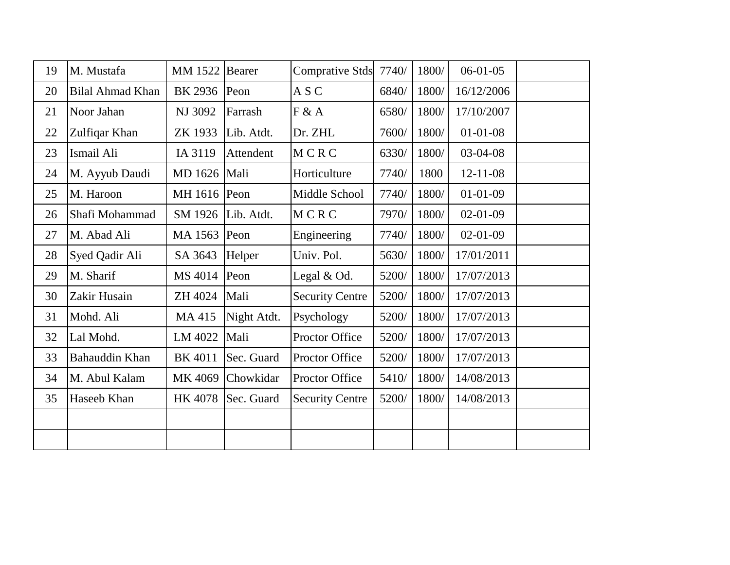| | | | | | | | | |
|---|---|---|---|---|---|---|---|---|
| 19 | M. Mustafa | MM 1522 | Bearer | Comprative Stds | 7740/ | 1800/ | 06-01-05 | |
| 20 | Bilal Ahmad Khan | BK 2936 | Peon | A S C | 6840/ | 1800/ | 16/12/2006 | |
| 21 | Noor Jahan | NJ 3092 | Farrash | F & A | 6580/ | 1800/ | 17/10/2007 | |
| 22 | Zulfiqar Khan | ZK 1933 | Lib. Atdt. | Dr. ZHL | 7600/ | 1800/ | 01-01-08 | |
| 23 | Ismail Ali | IA 3119 | Attendent | M C R C | 6330/ | 1800/ | 03-04-08 | |
| 24 | M. Ayyub Daudi | MD 1626 | Mali | Horticulture | 7740/ | 1800 | 12-11-08 | |
| 25 | M. Haroon | MH 1616 | Peon | Middle School | 7740/ | 1800/ | 01-01-09 | |
| 26 | Shafi Mohammad | SM 1926 | Lib. Atdt. | M C R C | 7970/ | 1800/ | 02-01-09 | |
| 27 | M. Abad Ali | MA 1563 | Peon | Engineering | 7740/ | 1800/ | 02-01-09 | |
| 28 | Syed Qadir Ali | SA 3643 | Helper | Univ. Pol. | 5630/ | 1800/ | 17/01/2011 | |
| 29 | M. Sharif | MS 4014 | Peon | Legal & Od. | 5200/ | 1800/ | 17/07/2013 | |
| 30 | Zakir Husain | ZH 4024 | Mali | Security Centre | 5200/ | 1800/ | 17/07/2013 | |
| 31 | Mohd. Ali | MA 415 | Night Atdt. | Psychology | 5200/ | 1800/ | 17/07/2013 | |
| 32 | Lal Mohd. | LM 4022 | Mali | Proctor Office | 5200/ | 1800/ | 17/07/2013 | |
| 33 | Bahauddin Khan | BK 4011 | Sec. Guard | Proctor Office | 5200/ | 1800/ | 17/07/2013 | |
| 34 | M. Abul Kalam | MK 4069 | Chowkidar | Proctor Office | 5410/ | 1800/ | 14/08/2013 | |
| 35 | Haseeb Khan | HK 4078 | Sec. Guard | Security Centre | 5200/ | 1800/ | 14/08/2013 | |
| | | | | | | | | |
| | | | | | | | | |